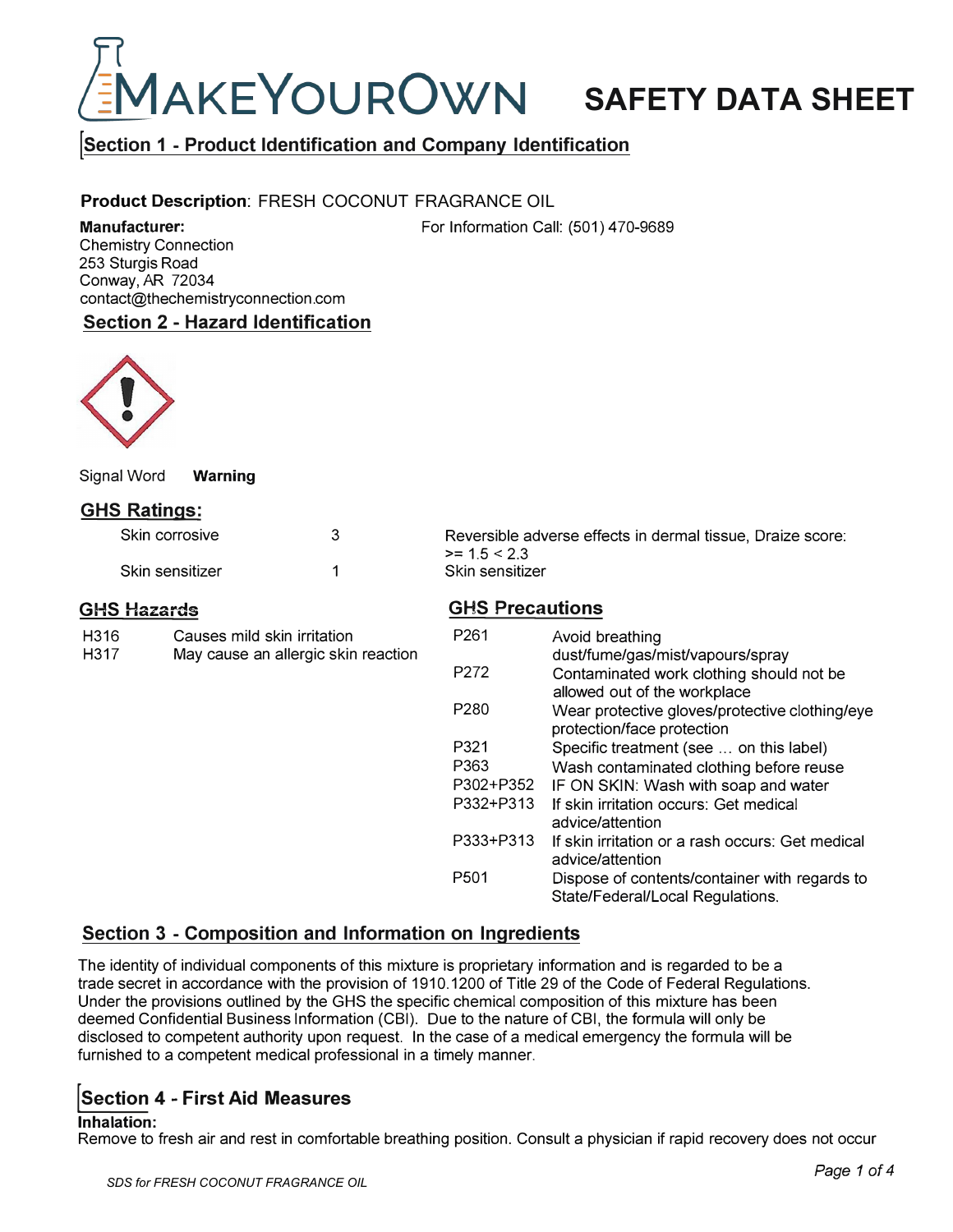# MAKEYOUROWN SAFETY DATA SHEET

## Section 1 - Product Identification and Company Identification

**Product Description**: FRESH COCONUT FRAGRANCE OIL

**Manufacturer:**
Chemistry Connection
253 Sturgis Road
Conway, AR 72034
contact@thechemistryconnection.com

For Information Call: (501) 470-9689

## Section 2 - Hazard Identification

Signal Word **Warning**

### GHS Ratings:

| | | |
|---|---|---|
| Skin corrosive | 3 | Reversible adverse effects in dermal tissue, Draize score: >= 1.5 < 2.3 |
| Skin sensitizer | 1 | Skin sensitizer |

### GHS Hazards

| | |
|---|---|
| H316 | Causes mild skin irritation |
| H317 | May cause an allergic skin reaction |

### GHS Precautions

| | |
|---|---|
| P261 | Avoid breathing dust/fume/gas/mist/vapours/spray |
| P272 | Contaminated work clothing should not be allowed out of the workplace |
| P280 | Wear protective gloves/protective clothing/eye protection/face protection |
| P321 | Specific treatment (see … on this label) |
| P363 | Wash contaminated clothing before reuse |
| P302+P352 | IF ON SKIN: Wash with soap and water |
| P332+P313 | If skin irritation occurs: Get medical advice/attention |
| P333+P313 | If skin irritation or a rash occurs: Get medical advice/attention |
| P501 | Dispose of contents/container with regards to State/Federal/Local Regulations. |

## Section 3 - Composition and Information on Ingredients

The identity of individual components of this mixture is proprietary information and is regarded to be a trade secret in accordance with the provision of 1910.1200 of Title 29 of the Code of Federal Regulations. Under the provisions outlined by the GHS the specific chemical composition of this mixture has been deemed Confidential Business Information (CBI). Due to the nature of CBI, the formula will only be disclosed to competent authority upon request. In the case of a medical emergency the formula will be furnished to a competent medical professional in a timely manner.

## Section 4 - First Aid Measures

**Inhalation:**
Remove to fresh air and rest in comfortable breathing position. Consult a physician if rapid recovery does not occur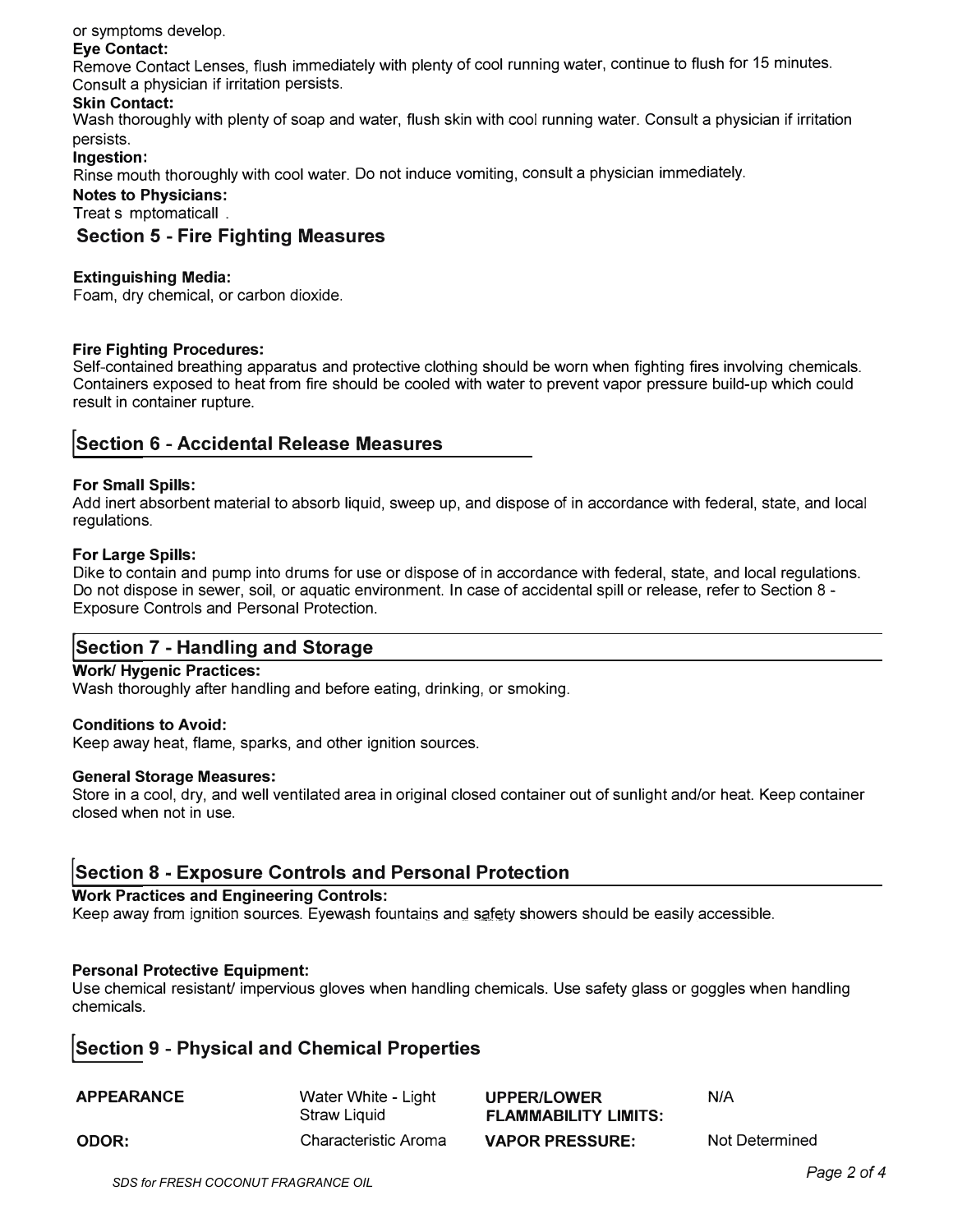or symptoms develop.

**Eye Contact:**
Remove Contact Lenses, flush immediately with plenty of cool running water, continue to flush for 15 minutes. Consult a physician if irritation persists.

**Skin Contact:**
Wash thoroughly with plenty of soap and water, flush skin with cool running water. Consult a physician if irritation persists.

**Ingestion:**
Rinse mouth thoroughly with cool water. Do not induce vomiting, consult a physician immediately.

**Notes to Physicians:**
Treat s mptomaticall .

## Section 5 - Fire Fighting Measures

**Extinguishing Media:**
Foam, dry chemical, or carbon dioxide.

**Fire Fighting Procedures:**
Self-contained breathing apparatus and protective clothing should be worn when fighting fires involving chemicals. Containers exposed to heat from fire should be cooled with water to prevent vapor pressure build-up which could result in container rupture.

## Section 6 - Accidental Release Measures

**For Small Spills:**
Add inert absorbent material to absorb liquid, sweep up, and dispose of in accordance with federal, state, and local regulations.

**For Large Spills:**
Dike to contain and pump into drums for use or dispose of in accordance with federal, state, and local regulations. Do not dispose in sewer, soil, or aquatic environment. In case of accidental spill or release, refer to Section 8 - Exposure Controls and Personal Protection.

## Section 7 - Handling and Storage

**Work/ Hygenic Practices:**
Wash thoroughly after handling and before eating, drinking, or smoking.

**Conditions to Avoid:**
Keep away heat, flame, sparks, and other ignition sources.

**General Storage Measures:**
Store in a cool, dry, and well ventilated area in original closed container out of sunlight and/or heat. Keep container closed when not in use.

## Section 8 - Exposure Controls and Personal Protection

**Work Practices and Engineering Controls:**
Keep away from ignition sources. Eyewash fountains and safety showers should be easily accessible.

**Personal Protective Equipment:**
Use chemical resistant/ impervious gloves when handling chemicals. Use safety glass or goggles when handling chemicals.

## Section 9 - Physical and Chemical Properties

| | | | |
|---|---|---|---|
| **APPEARANCE** | Water White - Light Straw Liquid | **UPPER/LOWER FLAMMABILITY LIMITS:** | N/A |
| **ODOR:** | Characteristic Aroma | **VAPOR PRESSURE:** | Not Determined |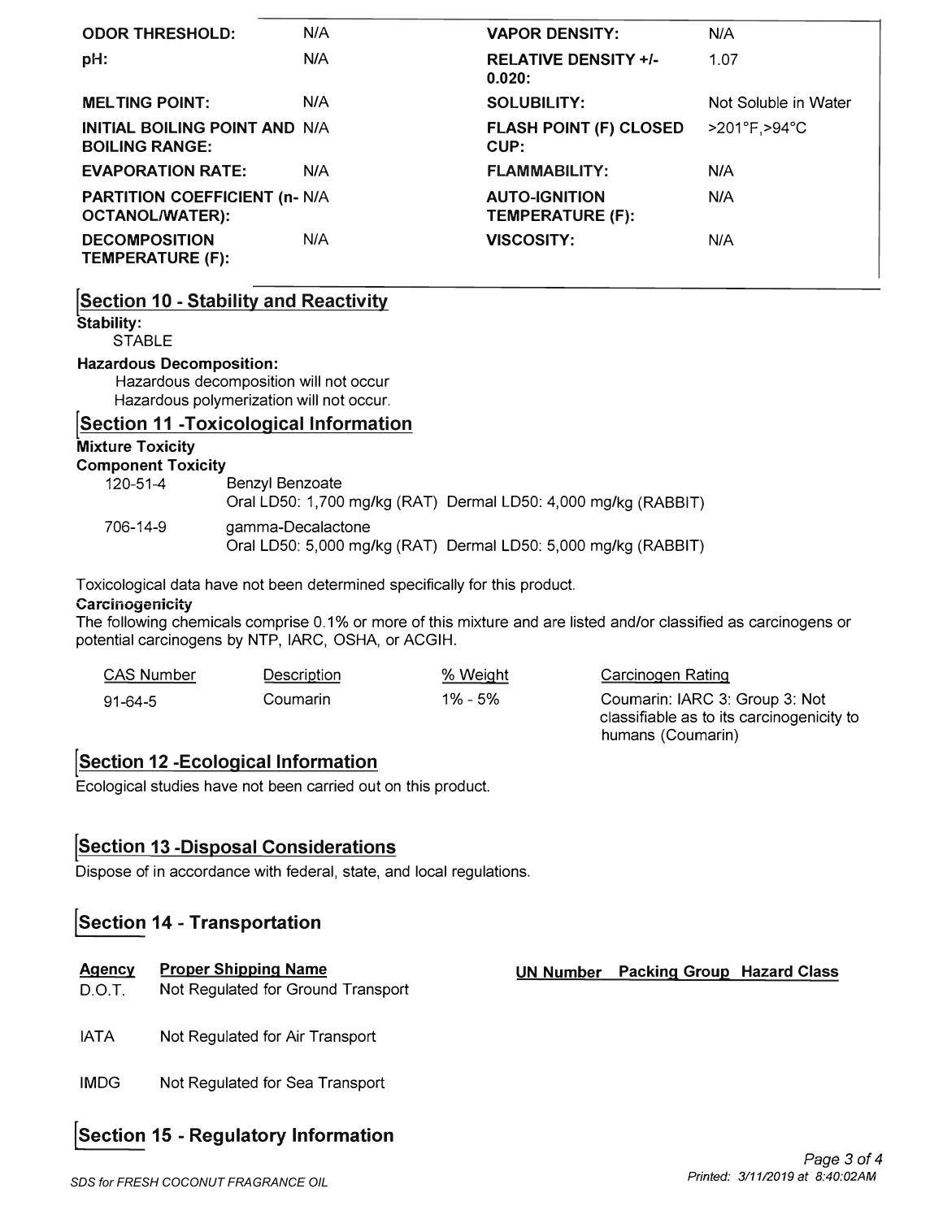| | | | |
|---|---|---|---|
| **ODOR THRESHOLD:** | N/A | **VAPOR DENSITY:** | N/A |
| **pH:** | N/A | **RELATIVE DENSITY +/- 0.020:** | 1.07 |
| **MELTING POINT:** | N/A | **SOLUBILITY:** | Not Soluble in Water |
| **INITIAL BOILING POINT AND BOILING RANGE:** | N/A | **FLASH POINT (F) CLOSED CUP:** | >201°F,>94°C |
| **EVAPORATION RATE:** | N/A | **FLAMMABILITY:** | N/A |
| **PARTITION COEFFICIENT (n-OCTANOL/WATER):** | N/A | **AUTO-IGNITION TEMPERATURE (F):** | N/A |
| **DECOMPOSITION TEMPERATURE (F):** | N/A | **VISCOSITY:** | N/A |

## Section 10 - Stability and Reactivity

**Stability:**

STABLE

**Hazardous Decomposition:**

Hazardous decomposition will not occur
Hazardous polymerization will not occur.

## Section 11 -Toxicological Information

**Mixture Toxicity**

**Component Toxicity**

| | |
|---|---|
| 120-51-4 | Benzyl Benzoate<br>Oral LD50: 1,700 mg/kg (RAT) Dermal LD50: 4,000 mg/kg (RABBIT) |
| 706-14-9 | gamma-Decalactone<br>Oral LD50: 5,000 mg/kg (RAT) Dermal LD50: 5,000 mg/kg (RABBIT) |

Toxicological data have not been determined specifically for this product.

**Carcinogenicity**

The following chemicals comprise 0.1% or more of this mixture and are listed and/or classified as carcinogens or potential carcinogens by NTP, IARC, OSHA, or ACGIH.

| CAS Number | Description | % Weight | Carcinogen Rating |
|---|---|---|---|
| 91-64-5 | Coumarin | 1% - 5% | Coumarin: IARC 3: Group 3: Not classifiable as to its carcinogenicity to humans (Coumarin) |

## Section 12 -Ecological Information

Ecological studies have not been carried out on this product.

## Section 13 -Disposal Considerations

Dispose of in accordance with federal, state, and local regulations.

## Section 14 - Transportation

| Agency | Proper Shipping Name | UN Number | Packing Group | Hazard Class |
|---|---|---|---|---|
| D.O.T. | Not Regulated for Ground Transport | | | |
| IATA | Not Regulated for Air Transport | | | |
| IMDG | Not Regulated for Sea Transport | | | |

## Section 15 - Regulatory Information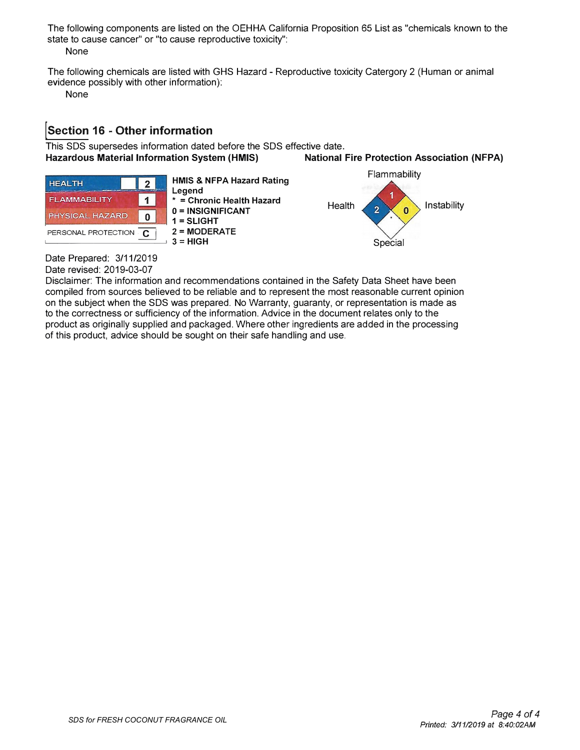The following components are listed on the OEHHA California Proposition 65 List as "chemicals known to the state to cause cancer" or "to cause reproductive toxicity":

None

The following chemicals are listed with GHS Hazard - Reproductive toxicity Catergory 2 (Human or animal evidence possibly with other information):

None

## Section 16 - Other information

This SDS supersedes information dated before the SDS effective date.

**Hazardous Material Information System (HMIS)**

| | |
|---|---|
| HEALTH | 2 |
| FLAMMABILITY | 1 |
| PHYSICAL HAZARD | 0 |
| PERSONAL PROTECTION | C |

**HMIS & NFPA Hazard Rating Legend**

**\* = Chronic Health Hazard**
**0 = INSIGNIFICANT**
**1 = SLIGHT**
**2 = MODERATE**
**3 = HIGH**

**National Fire Protection Association (NFPA)**

Flammability: 1
Health: 2
Instability: 0
Special

Date Prepared: 3/11/2019
Date revised: 2019-03-07

Disclaimer: The information and recommendations contained in the Safety Data Sheet have been compiled from sources believed to be reliable and to represent the most reasonable current opinion on the subject when the SDS was prepared. No Warranty, guaranty, or representation is made as to the correctness or sufficiency of the information. Advice in the document relates only to the product as originally supplied and packaged. Where other ingredients are added in the processing of this product, advice should be sought on their safe handling and use.